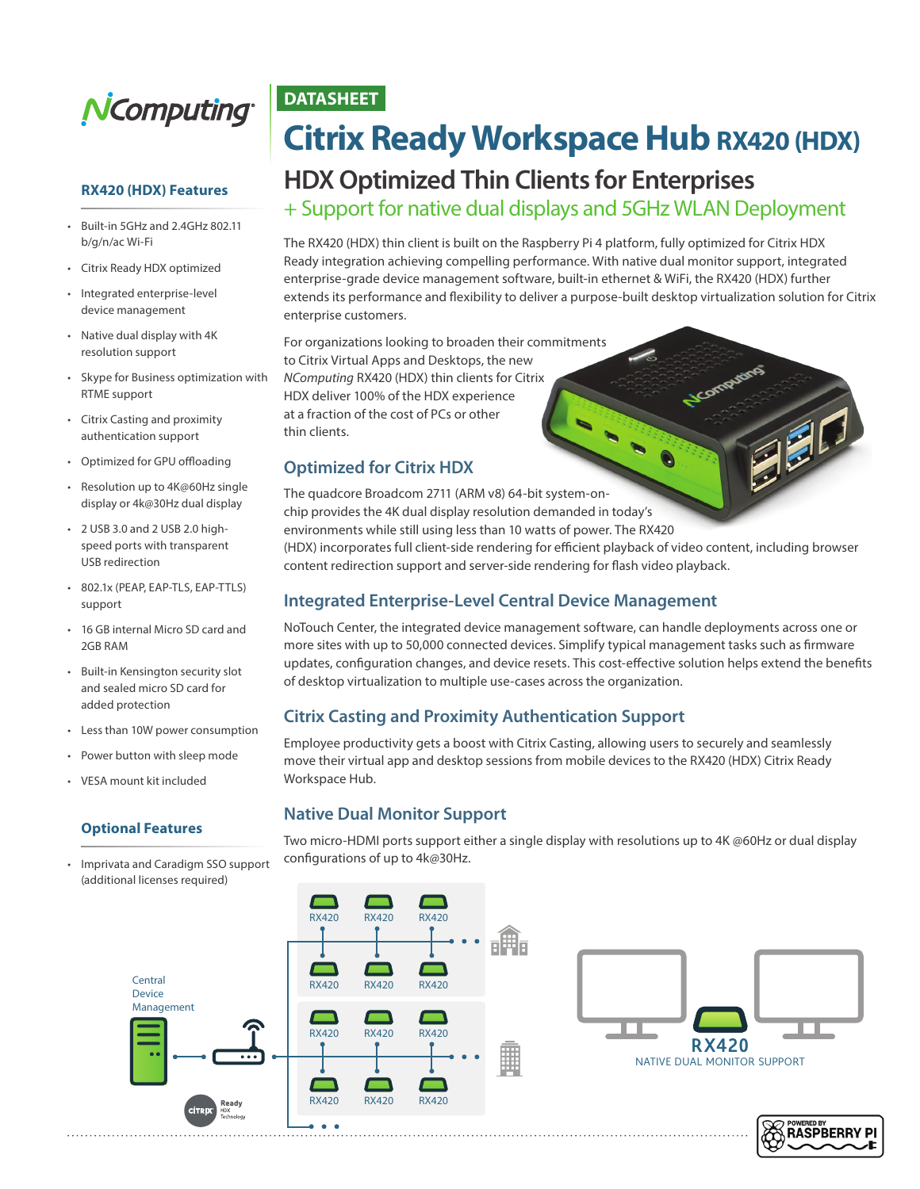NComputing

**DATASHEET**

# Citrix Ready Workspace Hub RX420 (HDX)

## HDX Optimized Thin Clients for Enterprises

### + Support for native dual displays and 5GHz WLAN Deployment

The RX420 (HDX) thin client is built on the Raspberry Pi 4 platform, fully optimized for Citrix HDX Ready integration achieving compelling performance. With native dual monitor support, integrated enterprise-grade device management software, built-in ethernet & WiFi, the RX420 (HDX) further extends its performance and flexibility to deliver a purpose-built desktop virtualization solution for Citrix enterprise customers.

For organizations looking to broaden their commitments to Citrix Virtual Apps and Desktops, the new *NComputing* RX420 (HDX) thin clients for Citrix HDX deliver 100% of the HDX experience at a fraction of the cost of PCs or other thin clients.

### Optimized for Citrix HDX

The quadcore Broadcom 2711 (ARM v8) 64-bit system-on-chip provides the 4K dual display resolution demanded in today's environments while still using less than 10 watts of power. The RX420 (HDX) incorporates full client-side rendering for efficient playback of video content, including browser content redirection support and server-side rendering for flash video playback.

### Integrated Enterprise-Level Central Device Management

NoTouch Center, the integrated device management software, can handle deployments across one or more sites with up to 50,000 connected devices. Simplify typical management tasks such as firmware updates, configuration changes, and device resets. This cost-effective solution helps extend the benefits of desktop virtualization to multiple use-cases across the organization.

### Citrix Casting and Proximity Authentication Support

Employee productivity gets a boost with Citrix Casting, allowing users to securely and seamlessly move their virtual app and desktop sessions from mobile devices to the RX420 (HDX) Citrix Ready Workspace Hub.

### Native Dual Monitor Support

Two micro-HDMI ports support either a single display with resolutions up to 4K @60Hz or dual display configurations of up to 4k@30Hz.

### RX420 (HDX) Features

- Built-in 5GHz and 2.4GHz 802.11 b/g/n/ac Wi-Fi
- Citrix Ready HDX optimized
- Integrated enterprise-level device management
- Native dual display with 4K resolution support
- Skype for Business optimization with RTME support
- Citrix Casting and proximity authentication support
- Optimized for GPU offloading
- Resolution up to 4K@60Hz single display or 4k@30Hz dual display
- 2 USB 3.0 and 2 USB 2.0 high-speed ports with transparent USB redirection
- 802.1x (PEAP, EAP-TLS, EAP-TTLS) support
- 16 GB internal Micro SD card and 2GB RAM
- Built-in Kensington security slot and sealed micro SD card for added protection
- Less than 10W power consumption
- Power button with sleep mode
- VESA mount kit included

### Optional Features

- Imprivata and Caradigm SSO support (additional licenses required)

Central Device Management

RX420 RX420 RX420

RX420 RX420 RX420

RX420 RX420 RX420

RX420 RX420 RX420

Citrix Ready HDX Technology

RX420

NATIVE DUAL MONITOR SUPPORT

POWERED BY RASPBERRY PI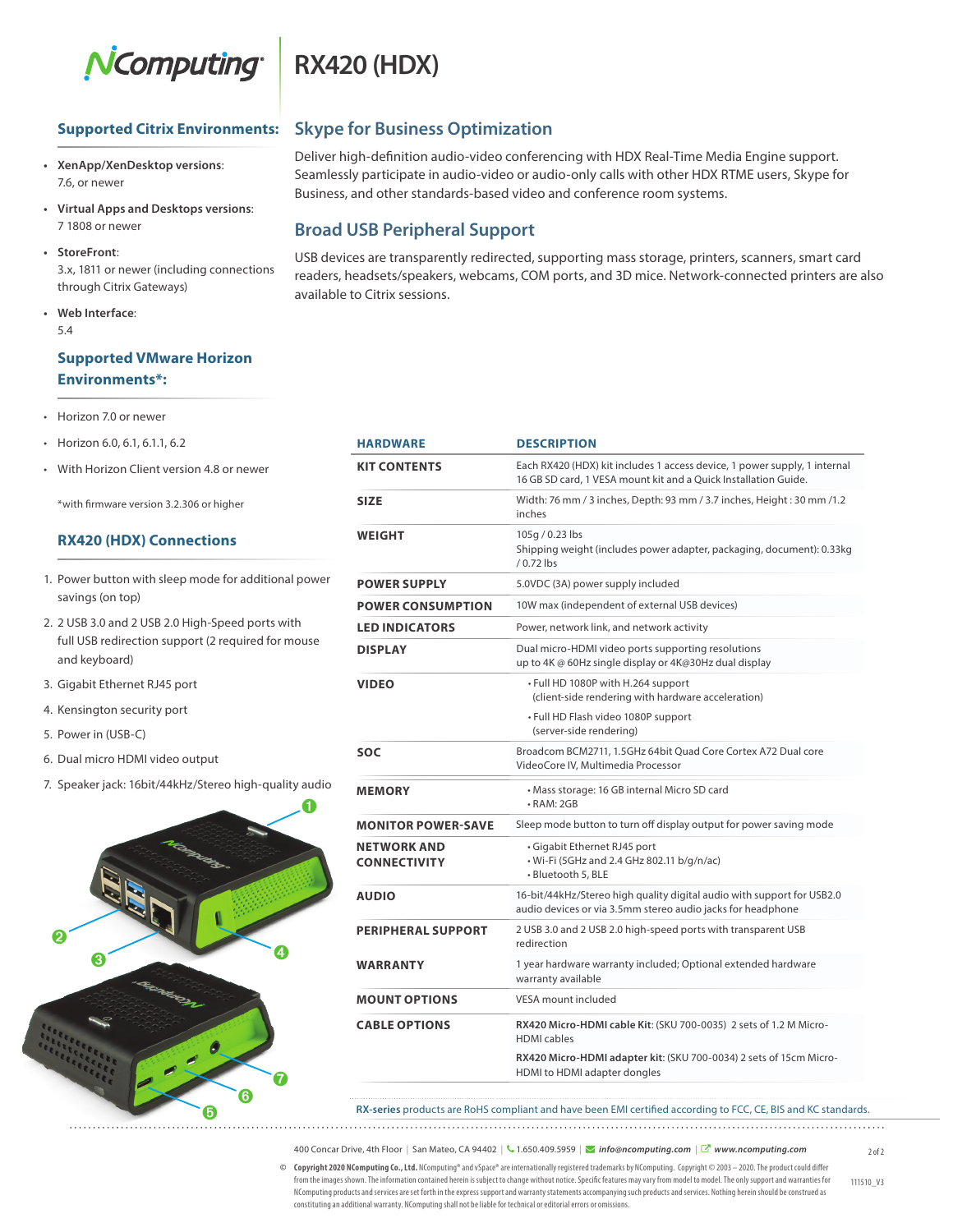# RX420 (HDX)

## Supported Citrix Environments:

- **XenApp/XenDesktop versions**: 7.6, or newer
- **Virtual Apps and Desktops versions**: 7 1808 or newer
- **StoreFront**: 3.x, 1811 or newer (including connections through Citrix Gateways)
- **Web Interface**: 5.4

## Supported VMware Horizon Environments*:

- Horizon 7.0 or newer
- Horizon 6.0, 6.1, 6.1.1, 6.2
- With Horizon Client version 4.8 or newer

*with firmware version 3.2.306 or higher

## RX420 (HDX) Connections

1. Power button with sleep mode for additional power savings (on top)
2. 2 USB 3.0 and 2 USB 2.0 High-Speed ports with full USB redirection support (2 required for mouse and keyboard)
3. Gigabit Ethernet RJ45 port
4. Kensington security port
5. Power in (USB-C)
6. Dual micro HDMI video output
7. Speaker jack: 16bit/44kHz/Stereo high-quality audio

## Skype for Business Optimization

Deliver high-definition audio-video conferencing with HDX Real-Time Media Engine support. Seamlessly participate in audio-video or audio-only calls with other HDX RTME users, Skype for Business, and other standards-based video and conference room systems.

## Broad USB Peripheral Support

USB devices are transparently redirected, supporting mass storage, printers, scanners, smart card readers, headsets/speakers, webcams, COM ports, and 3D mice. Network-connected printers are also available to Citrix sessions.

| HARDWARE | DESCRIPTION |
|---|---|
| KIT CONTENTS | Each RX420 (HDX) kit includes 1 access device, 1 power supply, 1 internal 16 GB SD card, 1 VESA mount kit and a Quick Installation Guide. |
| SIZE | Width: 76 mm / 3 inches, Depth: 93 mm / 3.7 inches, Height : 30 mm /1.2 inches |
| WEIGHT | 105g / 0.23 lbs<br>Shipping weight (includes power adapter, packaging, document): 0.33kg / 0.72 lbs |
| POWER SUPPLY | 5.0VDC (3A) power supply included |
| POWER CONSUMPTION | 10W max (independent of external USB devices) |
| LED INDICATORS | Power, network link, and network activity |
| DISPLAY | Dual micro-HDMI video ports supporting resolutions up to 4K @ 60Hz single display or 4K@30Hz dual display |
| VIDEO | • Full HD 1080P with H.264 support (client-side rendering with hardware acceleration)<br>• Full HD Flash video 1080P support (server-side rendering) |
| SOC | Broadcom BCM2711, 1.5GHz 64bit Quad Core Cortex A72 Dual core VideoCore IV, Multimedia Processor |
| MEMORY | • Mass storage: 16 GB internal Micro SD card<br>• RAM: 2GB |
| MONITOR POWER-SAVE | Sleep mode button to turn off display output for power saving mode |
| NETWORK AND CONNECTIVITY | • Gigabit Ethernet RJ45 port<br>• Wi-Fi (5GHz and 2.4 GHz 802.11 b/g/n/ac)<br>• Bluetooth 5, BLE |
| AUDIO | 16-bit/44kHz/Stereo high quality digital audio with support for USB2.0 audio devices or via 3.5mm stereo audio jacks for headphone |
| PERIPHERAL SUPPORT | 2 USB 3.0 and 2 USB 2.0 high-speed ports with transparent USB redirection |
| WARRANTY | 1 year hardware warranty included; Optional extended hardware warranty available |
| MOUNT OPTIONS | VESA mount included |
| CABLE OPTIONS | **RX420 Micro-HDMI cable Kit**: (SKU 700-0035) 2 sets of 1.2 M Micro-HDMI cables<br>**RX420 Micro-HDMI adapter kit**: (SKU 700-0034) 2 sets of 15cm Micro-HDMI to HDMI adapter dongles |

**RX-series** products are RoHS compliant and have been EMI certified according to FCC, CE, BIS and KC standards.

400 Concar Drive, 4th Floor | San Mateo, CA 94402 | 1.650.409.5959 | info@ncomputing.com | www.ncomputing.com

© **Copyright 2020 NComputing Co., Ltd.** NComputing® and vSpace® are internationally registered trademarks by NComputing. Copyright © 2003 – 2020. The product could differ from the images shown. The information contained herein is subject to change without notice. Specific features may vary from model to model. The only support and warranties for NComputing products and services are set forth in the express support and warranty statements accompanying such products and services. Nothing herein should be construed as constituting an additional warranty. NComputing shall not be liable for technical or editorial errors or omissions.

111510_V3